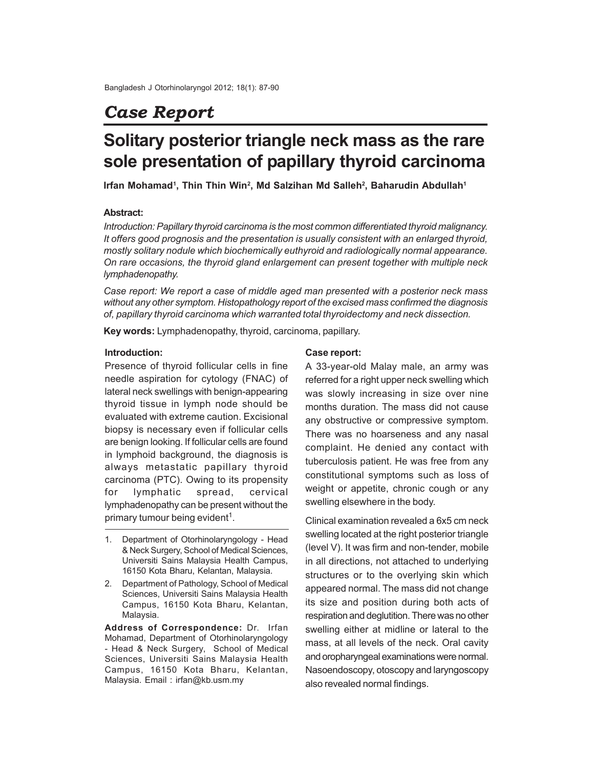## Case Report

# Solitary posterior triangle neck mass as the rare sole presentation of papillary thyroid carcinoma

**Irfan Mohamad[1], Thin Thin Win[2], Md Salzihan Md Salleh[2], Baharudin Abdullah[1]**

### Abstract:

*Introduction: Papillary thyroid carcinoma is the most common differentiated thyroid malignancy. It offers good prognosis and the presentation is usually consistent with an enlarged thyroid, mostly solitary nodule which biochemically euthyroid and radiologically normal appearance. On rare occasions, the thyroid gland enlargement can present together with multiple neck lymphadenopathy.*

*Case report: We report a case of middle aged man presented with a posterior neck mass without any other symptom. Histopathology report of the excised mass confirmed the diagnosis of, papillary thyroid carcinoma which warranted total thyroidectomy and neck dissection.*

**Key words:** Lymphadenopathy, thyroid, carcinoma, papillary.

### Introduction:

Presence of thyroid follicular cells in fine needle aspiration for cytology (FNAC) of lateral neck swellings with benign-appearing thyroid tissue in lymph node should be evaluated with extreme caution. Excisional biopsy is necessary even if follicular cells are benign looking. If follicular cells are found in lymphoid background, the diagnosis is always metastatic papillary thyroid carcinoma (PTC). Owing to its propensity for lymphatic spread, cervical lymphadenopathy can be present without the primary tumour being evident[1].

1. Department of Otorhinolaryngology - Head & Neck Surgery, School of Medical Sciences, Universiti Sains Malaysia Health Campus, 16150 Kota Bharu, Kelantan, Malaysia.
2. Department of Pathology, School of Medical Sciences, Universiti Sains Malaysia Health Campus, 16150 Kota Bharu, Kelantan, Malaysia.

**Address of Correspondence:** Dr. Irfan Mohamad, Department of Otorhinolaryngology - Head & Neck Surgery, School of Medical Sciences, Universiti Sains Malaysia Health Campus, 16150 Kota Bharu, Kelantan, Malaysia. Email : irfan@kb.usm.my

### Case report:

A 33-year-old Malay male, an army was referred for a right upper neck swelling which was slowly increasing in size over nine months duration. The mass did not cause any obstructive or compressive symptom. There was no hoarseness and any nasal complaint. He denied any contact with tuberculosis patient. He was free from any constitutional symptoms such as loss of weight or appetite, chronic cough or any swelling elsewhere in the body.

Clinical examination revealed a 6x5 cm neck swelling located at the right posterior triangle (level V). It was firm and non-tender, mobile in all directions, not attached to underlying structures or to the overlying skin which appeared normal. The mass did not change its size and position during both acts of respiration and deglutition. There was no other swelling either at midline or lateral to the mass, at all levels of the neck. Oral cavity and oropharyngeal examinations were normal. Nasoendoscopy, otoscopy and laryngoscopy also revealed normal findings.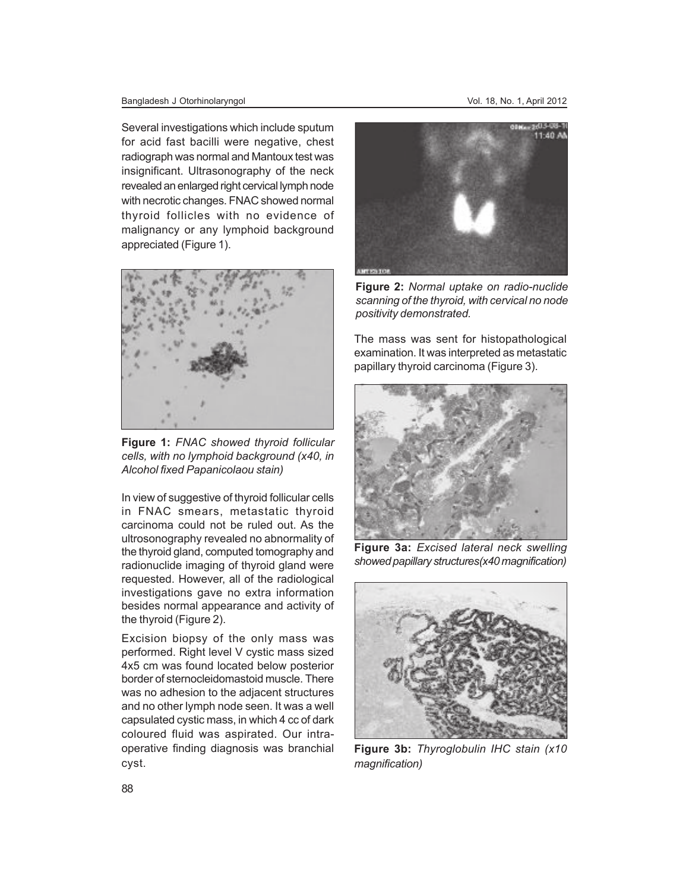Several investigations which include sputum for acid fast bacilli were negative, chest radiograph was normal and Mantoux test was insignificant. Ultrasonography of the neck revealed an enlarged right cervical lymph node with necrotic changes. FNAC showed normal thyroid follicles with no evidence of malignancy or any lymphoid background appreciated (Figure 1).

**Figure 1:** *FNAC showed thyroid follicular cells, with no lymphoid background (x40, in Alcohol fixed Papanicolaou stain)*

In view of suggestive of thyroid follicular cells in FNAC smears, metastatic thyroid carcinoma could not be ruled out. As the ultrosonography revealed no abnormality of the thyroid gland, computed tomography and radionuclide imaging of thyroid gland were requested. However, all of the radiological investigations gave no extra information besides normal appearance and activity of the thyroid (Figure 2).

Excision biopsy of the only mass was performed. Right level V cystic mass sized 4x5 cm was found located below posterior border of sternocleidomastoid muscle. There was no adhesion to the adjacent structures and no other lymph node seen. It was a well capsulated cystic mass, in which 4 cc of dark coloured fluid was aspirated. Our intra-operative finding diagnosis was branchial cyst.

**Figure 2:** *Normal uptake on radio-nuclide scanning of the thyroid, with cervical no node positivity demonstrated.*

The mass was sent for histopathological examination. It was interpreted as metastatic papillary thyroid carcinoma (Figure 3).

**Figure 3a:** *Excised lateral neck swelling showed papillary structures(x40 magnification)*

**Figure 3b:** *Thyroglobulin IHC stain (x10 magnification)*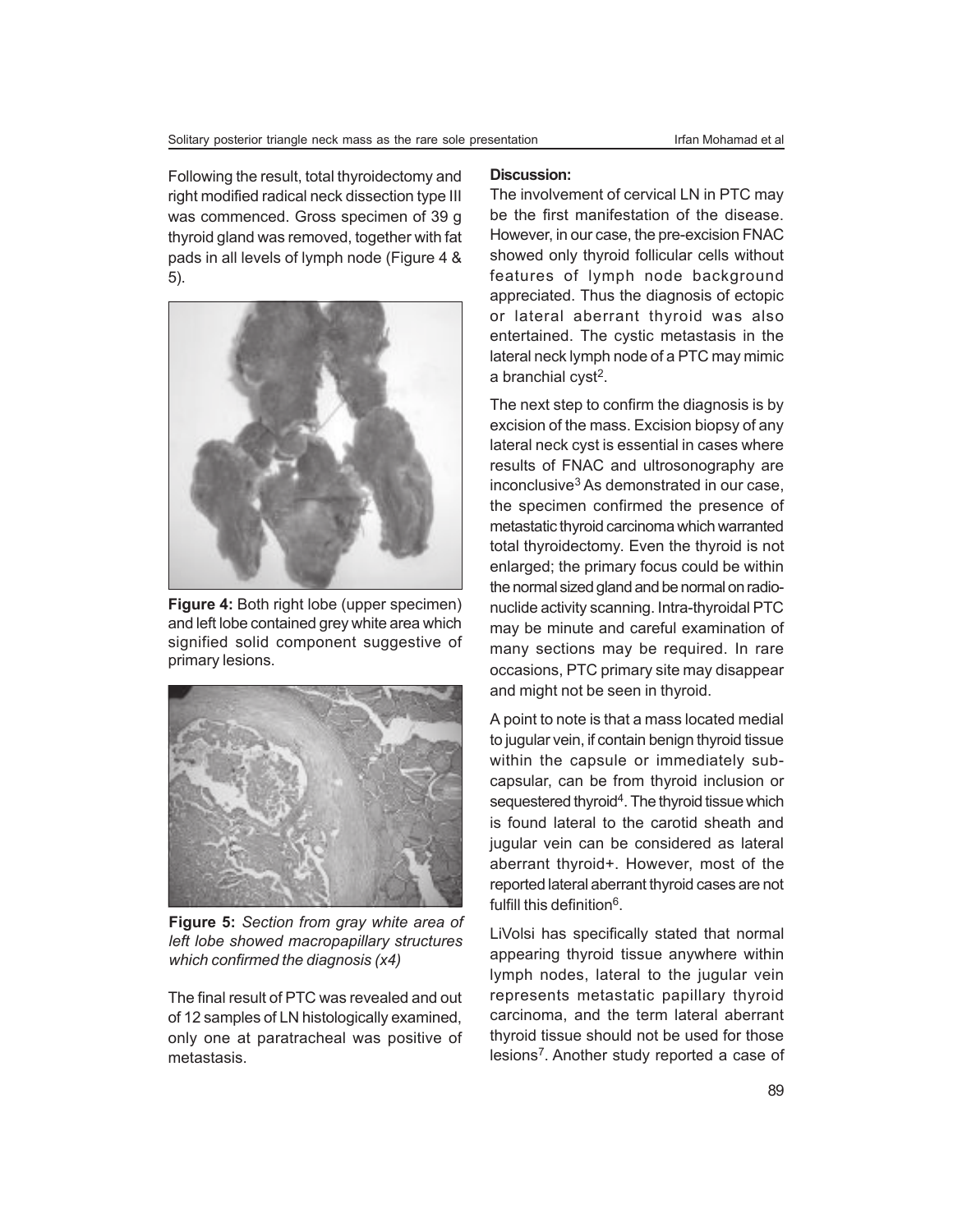Following the result, total thyroidectomy and right modified radical neck dissection type III was commenced. Gross specimen of 39 g thyroid gland was removed, together with fat pads in all levels of lymph node (Figure 4 & 5).

**Figure 4:** Both right lobe (upper specimen) and left lobe contained grey white area which signified solid component suggestive of primary lesions.

**Figure 5:** *Section from gray white area of left lobe showed macropapillary structures which confirmed the diagnosis (x4)*

The final result of PTC was revealed and out of 12 samples of LN histologically examined, only one at paratracheal was positive of metastasis.

**Discussion:**

The involvement of cervical LN in PTC may be the first manifestation of the disease. However, in our case, the pre-excision FNAC showed only thyroid follicular cells without features of lymph node background appreciated. Thus the diagnosis of ectopic or lateral aberrant thyroid was also entertained. The cystic metastasis in the lateral neck lymph node of a PTC may mimic a branchial cyst[2].

The next step to confirm the diagnosis is by excision of the mass. Excision biopsy of any lateral neck cyst is essential in cases where results of FNAC and ultrosonography are inconclusive[3] As demonstrated in our case, the specimen confirmed the presence of metastatic thyroid carcinoma which warranted total thyroidectomy. Even the thyroid is not enlarged; the primary focus could be within the normal sized gland and be normal on radionuclide activity scanning. Intra-thyroidal PTC may be minute and careful examination of many sections may be required. In rare occasions, PTC primary site may disappear and might not be seen in thyroid.

A point to note is that a mass located medial to jugular vein, if contain benign thyroid tissue within the capsule or immediately subcapsular, can be from thyroid inclusion or sequestered thyroid[4]. The thyroid tissue which is found lateral to the carotid sheath and jugular vein can be considered as lateral aberrant thyroid+. However, most of the reported lateral aberrant thyroid cases are not fulfill this definition[6].

LiVolsi has specifically stated that normal appearing thyroid tissue anywhere within lymph nodes, lateral to the jugular vein represents metastatic papillary thyroid carcinoma, and the term lateral aberrant thyroid tissue should not be used for those lesions[7]. Another study reported a case of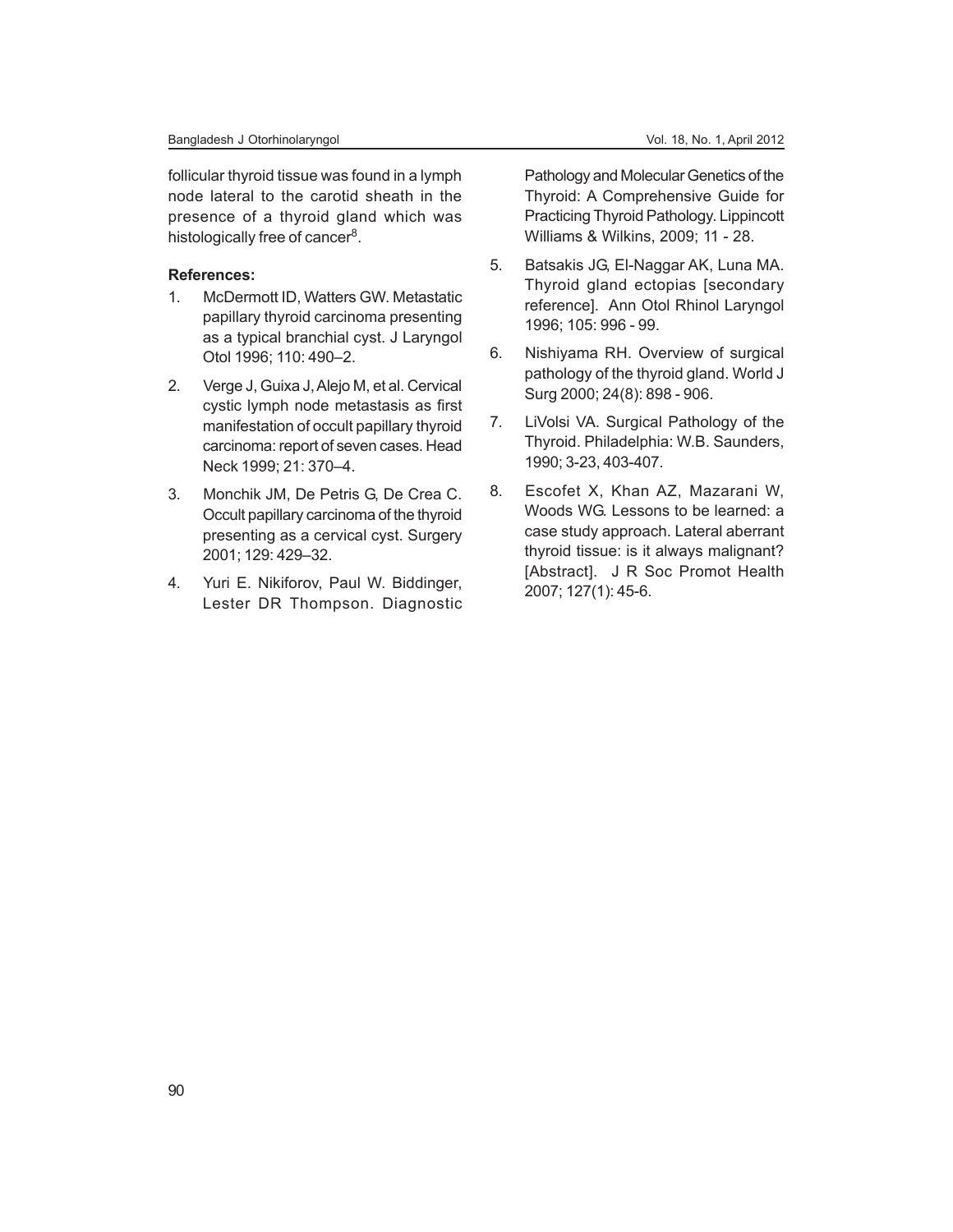follicular thyroid tissue was found in a lymph node lateral to the carotid sheath in the presence of a thyroid gland which was histologically free of cancer[8].

**References:**

1. McDermott ID, Watters GW. Metastatic papillary thyroid carcinoma presenting as a typical branchial cyst. J Laryngol Otol 1996; 110: 490–2.
2. Verge J, Guixa J, Alejo M, et al. Cervical cystic lymph node metastasis as first manifestation of occult papillary thyroid carcinoma: report of seven cases. Head Neck 1999; 21: 370–4.
3. Monchik JM, De Petris G, De Crea C. Occult papillary carcinoma of the thyroid presenting as a cervical cyst. Surgery 2001; 129: 429–32.
4. Yuri E. Nikiforov, Paul W. Biddinger, Lester DR Thompson. Diagnostic Pathology and Molecular Genetics of the Thyroid: A Comprehensive Guide for Practicing Thyroid Pathology. Lippincott Williams & Wilkins, 2009; 11 - 28.
5. Batsakis JG, El-Naggar AK, Luna MA. Thyroid gland ectopias [secondary reference]. Ann Otol Rhinol Laryngol 1996; 105: 996 - 99.
6. Nishiyama RH. Overview of surgical pathology of the thyroid gland. World J Surg 2000; 24(8): 898 - 906.
7. LiVolsi VA. Surgical Pathology of the Thyroid. Philadelphia: W.B. Saunders, 1990; 3-23, 403-407.
8. Escofet X, Khan AZ, Mazarani W, Woods WG. Lessons to be learned: a case study approach. Lateral aberrant thyroid tissue: is it always malignant? [Abstract]. J R Soc Promot Health 2007; 127(1): 45-6.